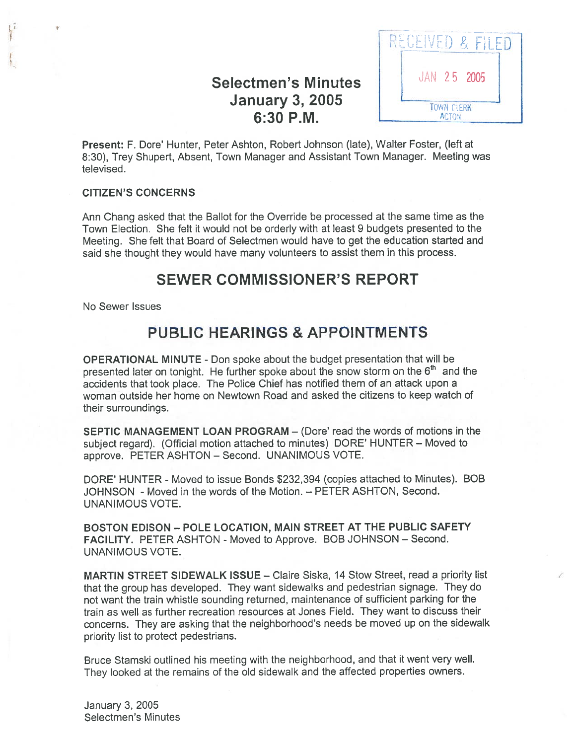# Selectmen's Minutes
## January 3, 2005
## 6:30 P.M.

RECEIVED & FILED
JAN 25 2005
TOWN CLERK
ACTON

**Present:** F. Dore' Hunter, Peter Ashton, Robert Johnson (late), Walter Foster, (left at 8:30), Trey Shupert, Absent, Town Manager and Assistant Town Manager. Meeting was televised.

**CITIZEN'S CONCERNS**

Ann Chang asked that the Ballot for the Override be processed at the same time as the Town Election. She felt it would not be orderly with at least 9 budgets presented to the Meeting. She felt that Board of Selectmen would have to get the education started and said she thought they would have many volunteers to assist them in this process.

## SEWER COMMISSIONER'S REPORT

No Sewer Issues

## PUBLIC HEARINGS & APPOINTMENTS

**OPERATIONAL MINUTE** - Don spoke about the budget presentation that will be presented later on tonight. He further spoke about the snow storm on the 6th and the accidents that took place. The Police Chief has notified them of an attack upon a woman outside her home on Newtown Road and asked the citizens to keep watch of their surroundings.

**SEPTIC MANAGEMENT LOAN PROGRAM** – (Dore' read the words of motions in the subject regard). (Official motion attached to minutes) DORE' HUNTER – Moved to approve. PETER ASHTON – Second. UNANIMOUS VOTE.

DORE' HUNTER - Moved to issue Bonds $232,394 (copies attached to Minutes). BOB JOHNSON - Moved in the words of the Motion. – PETER ASHTON, Second. UNANIMOUS VOTE.

**BOSTON EDISON – POLE LOCATION, MAIN STREET AT THE PUBLIC SAFETY FACILITY.** PETER ASHTON - Moved to Approve. BOB JOHNSON – Second. UNANIMOUS VOTE.

**MARTIN STREET SIDEWALK ISSUE** – Claire Siska, 14 Stow Street, read a priority list that the group has developed. They want sidewalks and pedestrian signage. They do not want the train whistle sounding returned, maintenance of sufficient parking for the train as well as further recreation resources at Jones Field. They want to discuss their concerns. They are asking that the neighborhood's needs be moved up on the sidewalk priority list to protect pedestrians.

Bruce Stamski outlined his meeting with the neighborhood, and that it went very well. They looked at the remains of the old sidewalk and the affected properties owners.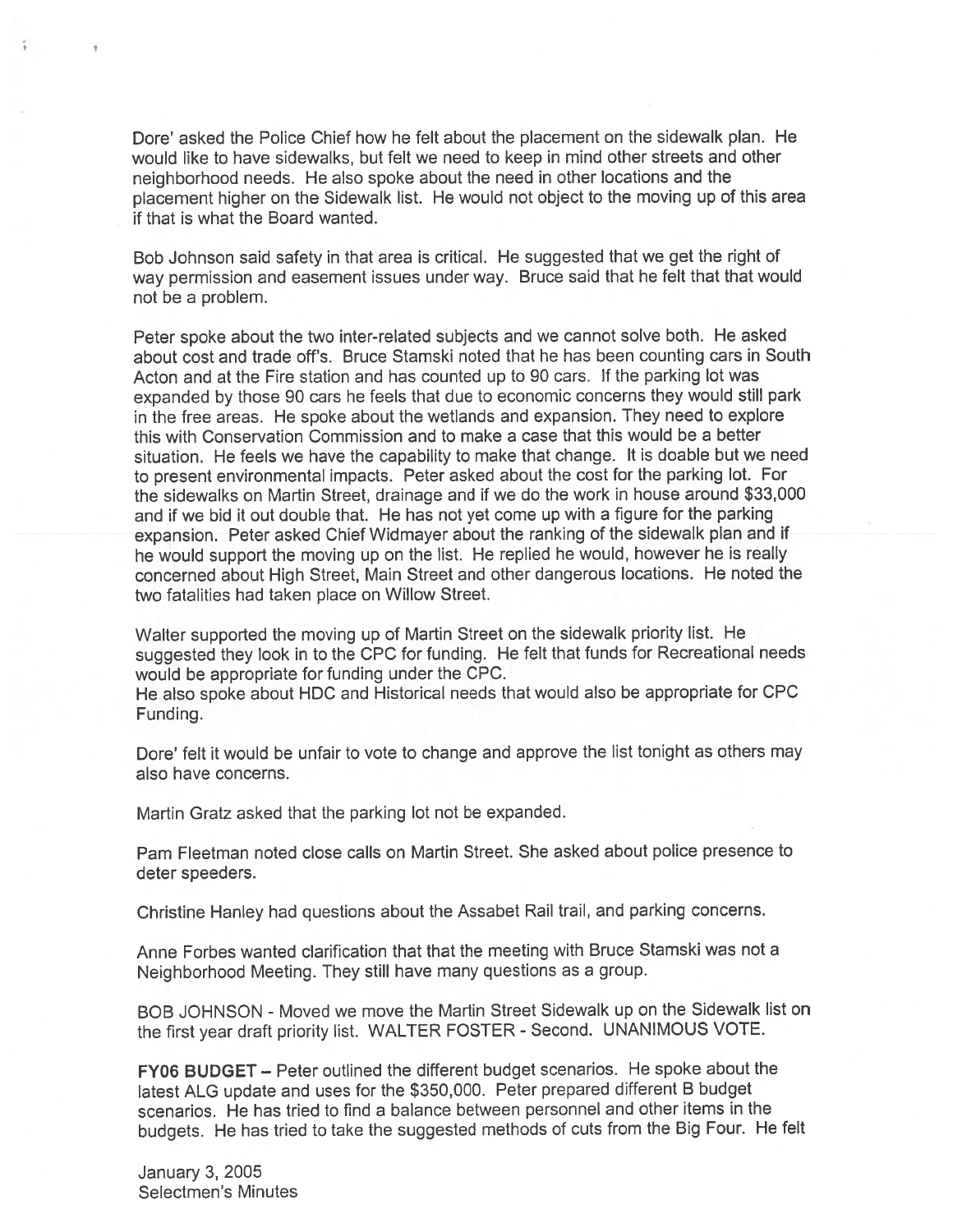Dore' asked the Police Chief how he felt about the placement on the sidewalk plan. He would like to have sidewalks, but felt we need to keep in mind other streets and other neighborhood needs. He also spoke about the need in other locations and the placement higher on the Sidewalk list. He would not object to the moving up of this area if that is what the Board wanted.

Bob Johnson said safety in that area is critical. He suggested that we get the right of way permission and easement issues under way. Bruce said that he felt that that would not be a problem.

Peter spoke about the two inter-related subjects and we cannot solve both. He asked about cost and trade off's. Bruce Stamski noted that he has been counting cars in South Acton and at the Fire station and has counted up to 90 cars. If the parking lot was expanded by those 90 cars he feels that due to economic concerns they would still park in the free areas. He spoke about the wetlands and expansion. They need to explore this with Conservation Commission and to make a case that this would be a better situation. He feels we have the capability to make that change. It is doable but we need to present environmental impacts. Peter asked about the cost for the parking lot. For the sidewalks on Martin Street, drainage and if we do the work in house around $33,000 and if we bid it out double that. He has not yet come up with a figure for the parking expansion. Peter asked Chief Widmayer about the ranking of the sidewalk plan and if he would support the moving up on the list. He replied he would, however he is really concerned about High Street, Main Street and other dangerous locations. He noted the two fatalities had taken place on Willow Street.

Walter supported the moving up of Martin Street on the sidewalk priority list. He suggested they look in to the CPC for funding. He felt that funds for Recreational needs would be appropriate for funding under the CPC.
He also spoke about HDC and Historical needs that would also be appropriate for CPC Funding.

Dore' felt it would be unfair to vote to change and approve the list tonight as others may also have concerns.

Martin Gratz asked that the parking lot not be expanded.

Pam Fleetman noted close calls on Martin Street. She asked about police presence to deter speeders.

Christine Hanley had questions about the Assabet Rail trail, and parking concerns.

Anne Forbes wanted clarification that that the meeting with Bruce Stamski was not a Neighborhood Meeting. They still have many questions as a group.

BOB JOHNSON - Moved we move the Martin Street Sidewalk up on the Sidewalk list on the first year draft priority list. WALTER FOSTER - Second. UNANIMOUS VOTE.

**FY06 BUDGET –** Peter outlined the different budget scenarios. He spoke about the latest ALG update and uses for the $350,000. Peter prepared different B budget scenarios. He has tried to find a balance between personnel and other items in the budgets. He has tried to take the suggested methods of cuts from the Big Four. He felt

January 3, 2005
Selectmen's Minutes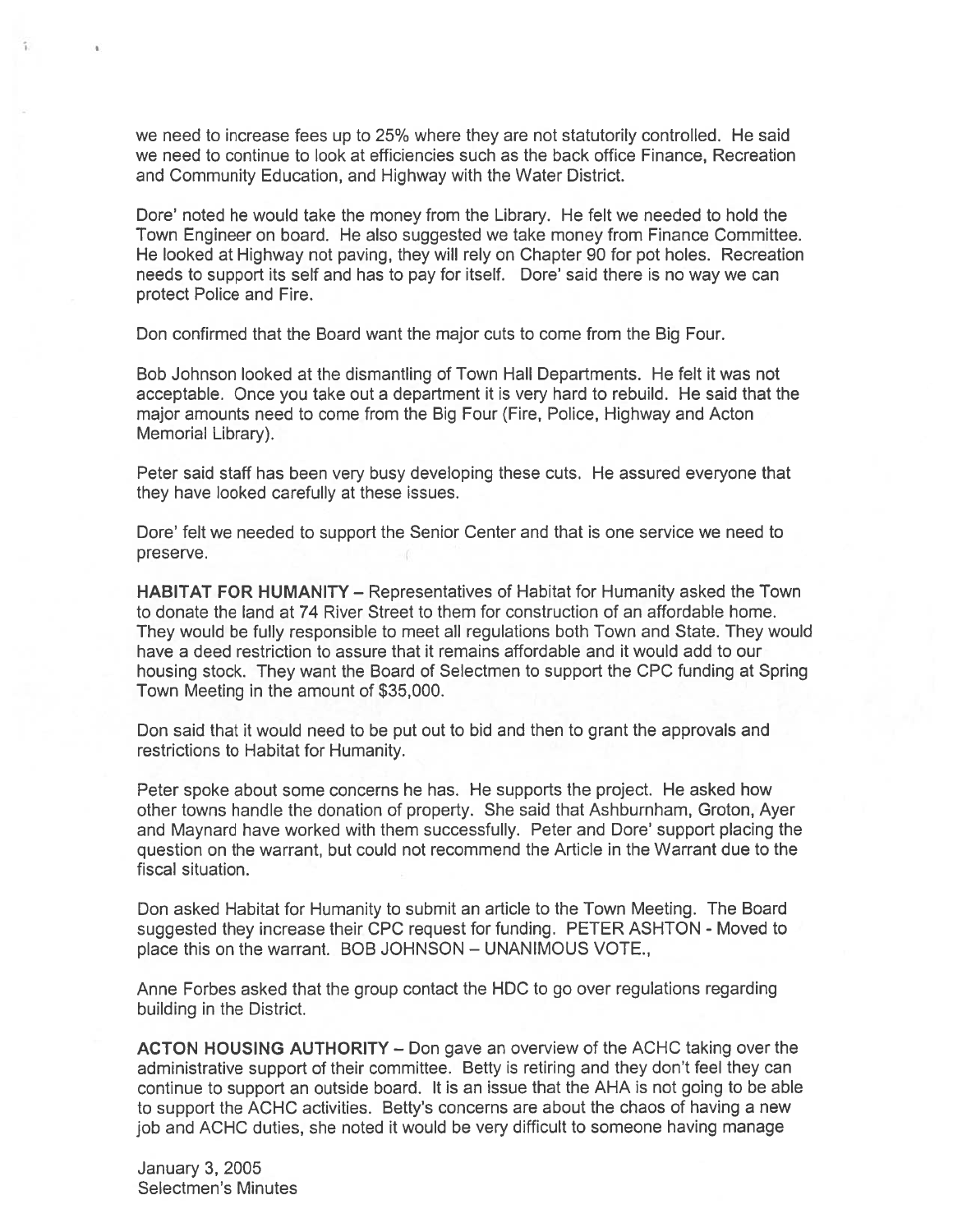we need to increase fees up to 25% where they are not statutorily controlled. He said we need to continue to look at efficiencies such as the back office Finance, Recreation and Community Education, and Highway with the Water District.

Dore' noted he would take the money from the Library. He felt we needed to hold the Town Engineer on board. He also suggested we take money from Finance Committee. He looked at Highway not paving, they will rely on Chapter 90 for pot holes. Recreation needs to support its self and has to pay for itself. Dore' said there is no way we can protect Police and Fire.

Don confirmed that the Board want the major cuts to come from the Big Four.

Bob Johnson looked at the dismantling of Town Hall Departments. He felt it was not acceptable. Once you take out a department it is very hard to rebuild. He said that the major amounts need to come from the Big Four (Fire, Police, Highway and Acton Memorial Library).

Peter said staff has been very busy developing these cuts. He assured everyone that they have looked carefully at these issues.

Dore' felt we needed to support the Senior Center and that is one service we need to preserve.

**HABITAT FOR HUMANITY** – Representatives of Habitat for Humanity asked the Town to donate the land at 74 River Street to them for construction of an affordable home. They would be fully responsible to meet all regulations both Town and State. They would have a deed restriction to assure that it remains affordable and it would add to our housing stock. They want the Board of Selectmen to support the CPC funding at Spring Town Meeting in the amount of $35,000.

Don said that it would need to be put out to bid and then to grant the approvals and restrictions to Habitat for Humanity.

Peter spoke about some concerns he has. He supports the project. He asked how other towns handle the donation of property. She said that Ashburnham, Groton, Ayer and Maynard have worked with them successfully. Peter and Dore' support placing the question on the warrant, but could not recommend the Article in the Warrant due to the fiscal situation.

Don asked Habitat for Humanity to submit an article to the Town Meeting. The Board suggested they increase their CPC request for funding. PETER ASHTON - Moved to place this on the warrant. BOB JOHNSON – UNANIMOUS VOTE.,

Anne Forbes asked that the group contact the HDC to go over regulations regarding building in the District.

**ACTON HOUSING AUTHORITY** – Don gave an overview of the ACHC taking over the administrative support of their committee. Betty is retiring and they don't feel they can continue to support an outside board. It is an issue that the AHA is not going to be able to support the ACHC activities. Betty's concerns are about the chaos of having a new job and ACHC duties, she noted it would be very difficult to someone having manage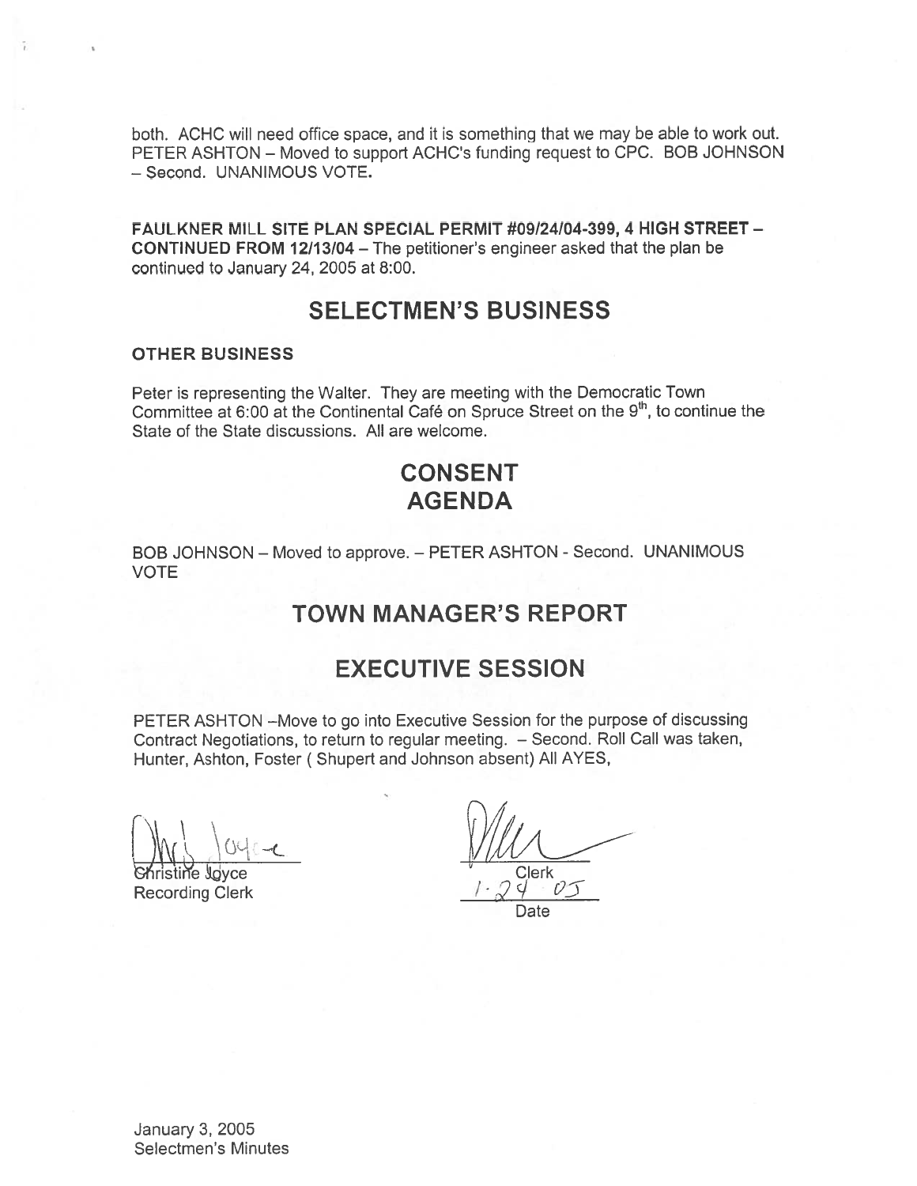both. ACHC will need office space, and it is something that we may be able to work out. PETER ASHTON – Moved to support ACHC's funding request to CPC. BOB JOHNSON – Second. UNANIMOUS VOTE.

**FAULKNER MILL SITE PLAN SPECIAL PERMIT #09/24/04-399, 4 HIGH STREET – CONTINUED FROM 12/13/04** – The petitioner's engineer asked that the plan be continued to January 24, 2005 at 8:00.

## SELECTMEN'S BUSINESS

**OTHER BUSINESS**

Peter is representing the Walter. They are meeting with the Democratic Town Committee at 6:00 at the Continental Café on Spruce Street on the 9th, to continue the State of the State discussions. All are welcome.

## CONSENT AGENDA

BOB JOHNSON – Moved to approve. – PETER ASHTON - Second. UNANIMOUS VOTE

## TOWN MANAGER'S REPORT

## EXECUTIVE SESSION

PETER ASHTON –Move to go into Executive Session for the purpose of discussing Contract Negotiations, to return to regular meeting. – Second. Roll Call was taken, Hunter, Ashton, Foster ( Shupert and Johnson absent) All AYES,

Christine Joyce
Recording Clerk

Clerk
1-24-05
Date

January 3, 2005
Selectmen's Minutes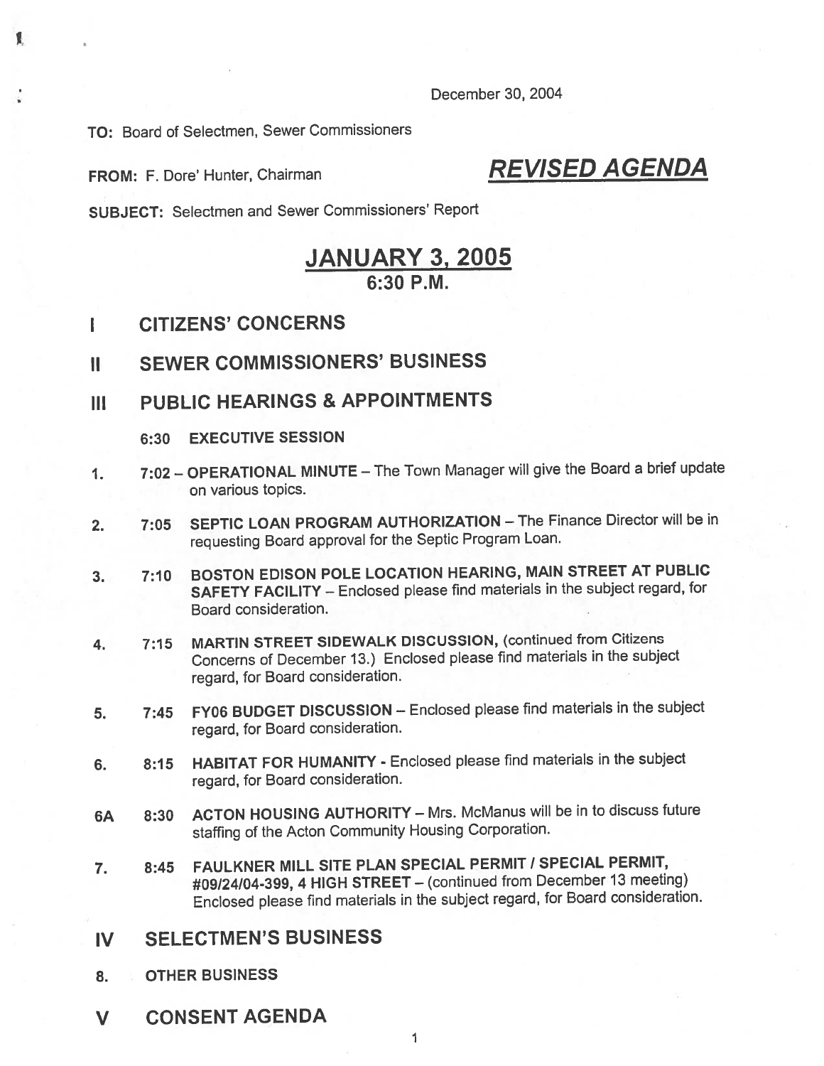December 30, 2004

**TO:** Board of Selectmen, Sewer Commissioners

**FROM:** F. Dore' Hunter, Chairman

# ***REVISED AGENDA***

**SUBJECT:** Selectmen and Sewer Commissioners' Report

# JANUARY 3, 2005
## 6:30 P.M.

## I CITIZENS' CONCERNS

## II SEWER COMMISSIONERS' BUSINESS

## III PUBLIC HEARINGS & APPOINTMENTS

**6:30 EXECUTIVE SESSION**

1. 7:02 – **OPERATIONAL MINUTE** – The Town Manager will give the Board a brief update on various topics.

2. 7:05 **SEPTIC LOAN PROGRAM AUTHORIZATION** – The Finance Director will be in requesting Board approval for the Septic Program Loan.

3. 7:10 **BOSTON EDISON POLE LOCATION HEARING, MAIN STREET AT PUBLIC SAFETY FACILITY** – Enclosed please find materials in the subject regard, for Board consideration.

4. 7:15 **MARTIN STREET SIDEWALK DISCUSSION,** (continued from Citizens Concerns of December 13.) Enclosed please find materials in the subject regard, for Board consideration.

5. 7:45 **FY06 BUDGET DISCUSSION** – Enclosed please find materials in the subject regard, for Board consideration.

6. 8:15 **HABITAT FOR HUMANITY** - Enclosed please find materials in the subject regard, for Board consideration.

6A 8:30 **ACTON HOUSING AUTHORITY** – Mrs. McManus will be in to discuss future staffing of the Acton Community Housing Corporation.

7. 8:45 **FAULKNER MILL SITE PLAN SPECIAL PERMIT / SPECIAL PERMIT, #09/24/04-399, 4 HIGH STREET** – (continued from December 13 meeting) Enclosed please find materials in the subject regard, for Board consideration.

## IV SELECTMEN'S BUSINESS

8. **OTHER BUSINESS**

## V CONSENT AGENDA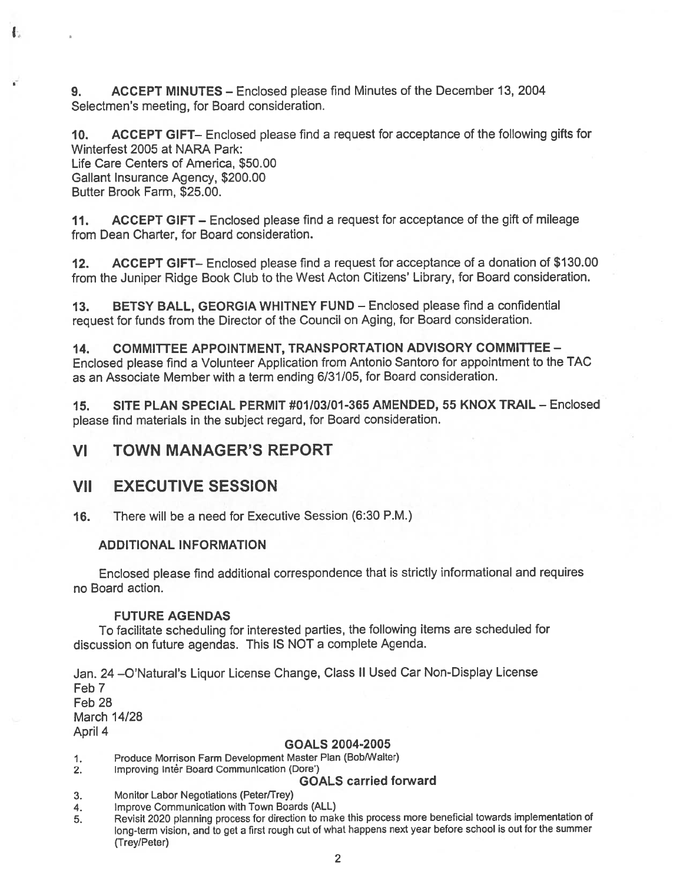9. **ACCEPT MINUTES** – Enclosed please find Minutes of the December 13, 2004 Selectmen's meeting, for Board consideration.

10. **ACCEPT GIFT**– Enclosed please find a request for acceptance of the following gifts for Winterfest 2005 at NARA Park:
Life Care Centers of America, $50.00
Gallant Insurance Agency, $200.00
Butter Brook Farm, $25.00.

11. **ACCEPT GIFT** – Enclosed please find a request for acceptance of the gift of mileage from Dean Charter, for Board consideration.

12. **ACCEPT GIFT**– Enclosed please find a request for acceptance of a donation of $130.00 from the Juniper Ridge Book Club to the West Acton Citizens' Library, for Board consideration.

13. **BETSY BALL, GEORGIA WHITNEY FUND** – Enclosed please find a confidential request for funds from the Director of the Council on Aging, for Board consideration.

14. **COMMITTEE APPOINTMENT, TRANSPORTATION ADVISORY COMMITTEE** – Enclosed please find a Volunteer Application from Antonio Santoro for appointment to the TAC as an Associate Member with a term ending 6/31/05, for Board consideration.

15. **SITE PLAN SPECIAL PERMIT #01/03/01-365 AMENDED, 55 KNOX TRAIL** – Enclosed please find materials in the subject regard, for Board consideration.

## VI TOWN MANAGER'S REPORT

## VII EXECUTIVE SESSION

16. There will be a need for Executive Session (6:30 P.M.)

### ADDITIONAL INFORMATION

Enclosed please find additional correspondence that is strictly informational and requires no Board action.

### FUTURE AGENDAS

To facilitate scheduling for interested parties, the following items are scheduled for discussion on future agendas. This IS NOT a complete Agenda.

Jan. 24 –O'Natural's Liquor License Change, Class II Used Car Non-Display License
Feb 7
Feb 28
March 14/28
April 4

### GOALS 2004-2005

1. Produce Morrison Farm Development Master Plan (Bob/Walter)
2. Improving Intėr Board Communication (Dore')

### GOALS carried forward

3. Monitor Labor Negotiations (Peter/Trey)
4. Improve Communication with Town Boards (ALL)
5. Revisit 2020 planning process for direction to make this process more beneficial towards implementation of long-term vision, and to get a first rough cut of what happens next year before school is out for the summer (Trey/Peter)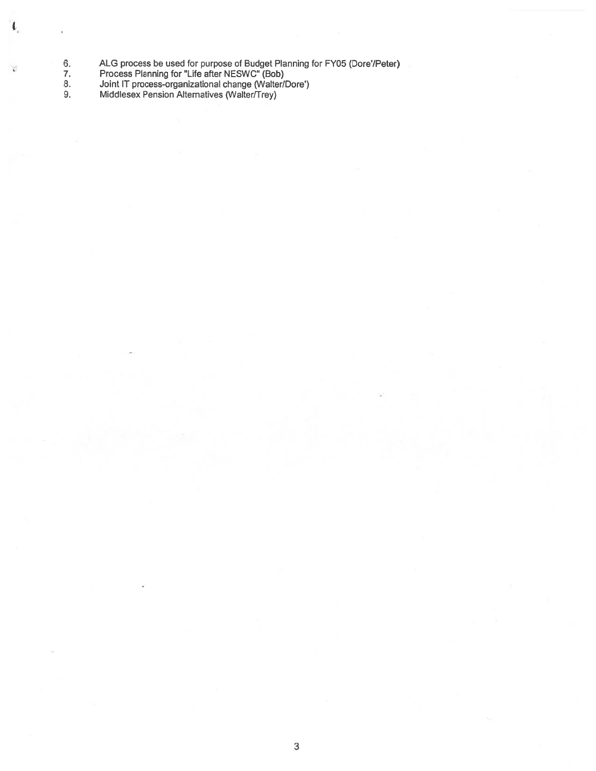6. ALG process be used for purpose of Budget Planning for FY05 (Dore'/Peter)
7. Process Planning for "Life after NESWC" (Bob)
8. Joint IT process-organizational change (Walter/Dore')
9. Middlesex Pension Alternatives (Walter/Trey)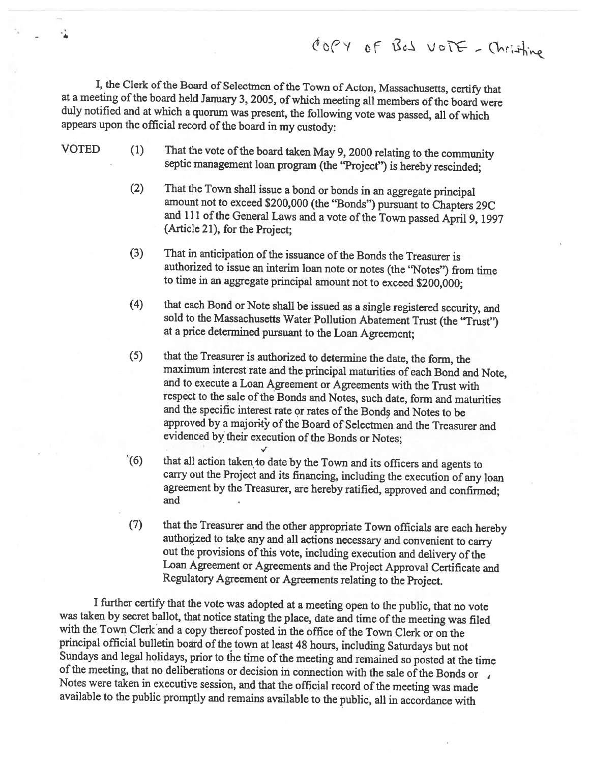COPY OF BOS VOTE - Christine

I, the Clerk of the Board of Selectmen of the Town of Acton, Massachusetts, certify that at a meeting of the board held January 3, 2005, of which meeting all members of the board were duly notified and at which a quorum was present, the following vote was passed, all of which appears upon the official record of the board in my custody:

VOTED

(1) That the vote of the board taken May 9, 2000 relating to the community septic management loan program (the "Project") is hereby rescinded;

(2) That the Town shall issue a bond or bonds in an aggregate principal amount not to exceed $200,000 (the "Bonds") pursuant to Chapters 29C and 111 of the General Laws and a vote of the Town passed April 9, 1997 (Article 21), for the Project;

(3) That in anticipation of the issuance of the Bonds the Treasurer is authorized to issue an interim loan note or notes (the "Notes") from time to time in an aggregate principal amount not to exceed $200,000;

(4) that each Bond or Note shall be issued as a single registered security, and sold to the Massachusetts Water Pollution Abatement Trust (the "Trust") at a price determined pursuant to the Loan Agreement;

(5) that the Treasurer is authorized to determine the date, the form, the maximum interest rate and the principal maturities of each Bond and Note, and to execute a Loan Agreement or Agreements with the Trust with respect to the sale of the Bonds and Notes, such date, form and maturities and the specific interest rate or rates of the Bonds and Notes to be approved by a majority of the Board of Selectmen and the Treasurer and evidenced by their execution of the Bonds or Notes;

(6) that all action taken to date by the Town and its officers and agents to carry out the Project and its financing, including the execution of any loan agreement by the Treasurer, are hereby ratified, approved and confirmed; and

(7) that the Treasurer and the other appropriate Town officials are each hereby authorized to take any and all actions necessary and convenient to carry out the provisions of this vote, including execution and delivery of the Loan Agreement or Agreements and the Project Approval Certificate and Regulatory Agreement or Agreements relating to the Project.

I further certify that the vote was adopted at a meeting open to the public, that no vote was taken by secret ballot, that notice stating the place, date and time of the meeting was filed with the Town Clerk and a copy thereof posted in the office of the Town Clerk or on the principal official bulletin board of the town at least 48 hours, including Saturdays but not Sundays and legal holidays, prior to the time of the meeting and remained so posted at the time of the meeting, that no deliberations or decision in connection with the sale of the Bonds or Notes were taken in executive session, and that the official record of the meeting was made available to the public promptly and remains available to the public, all in accordance with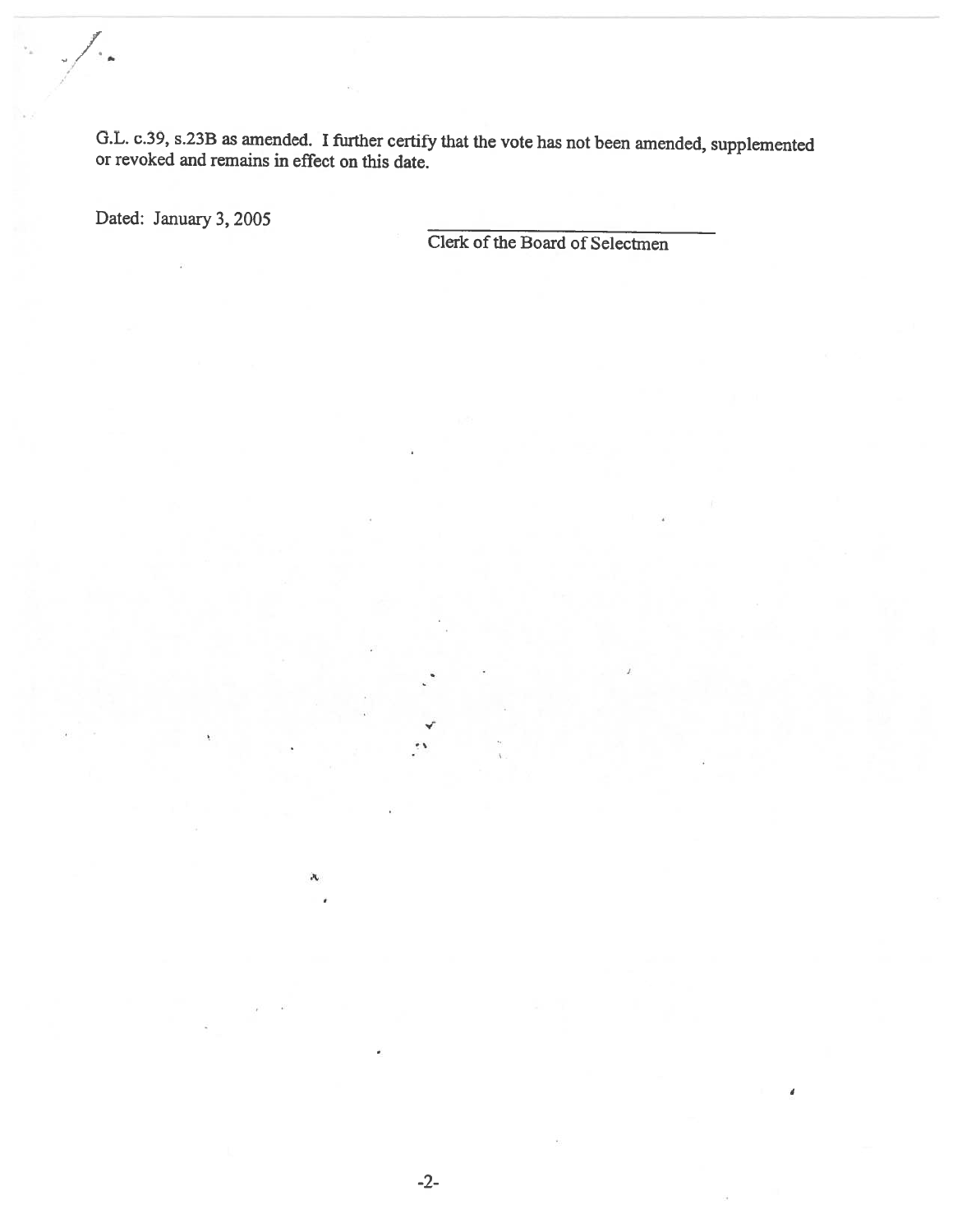G.L. c.39, s.23B as amended. I further certify that the vote has not been amended, supplemented or revoked and remains in effect on this date.

Dated: January 3, 2005

\_\_\_\_\_\_\_\_\_\_\_\_\_\_\_\_\_\_\_\_\_\_\_\_\_\_\_\_\_\_
Clerk of the Board of Selectmen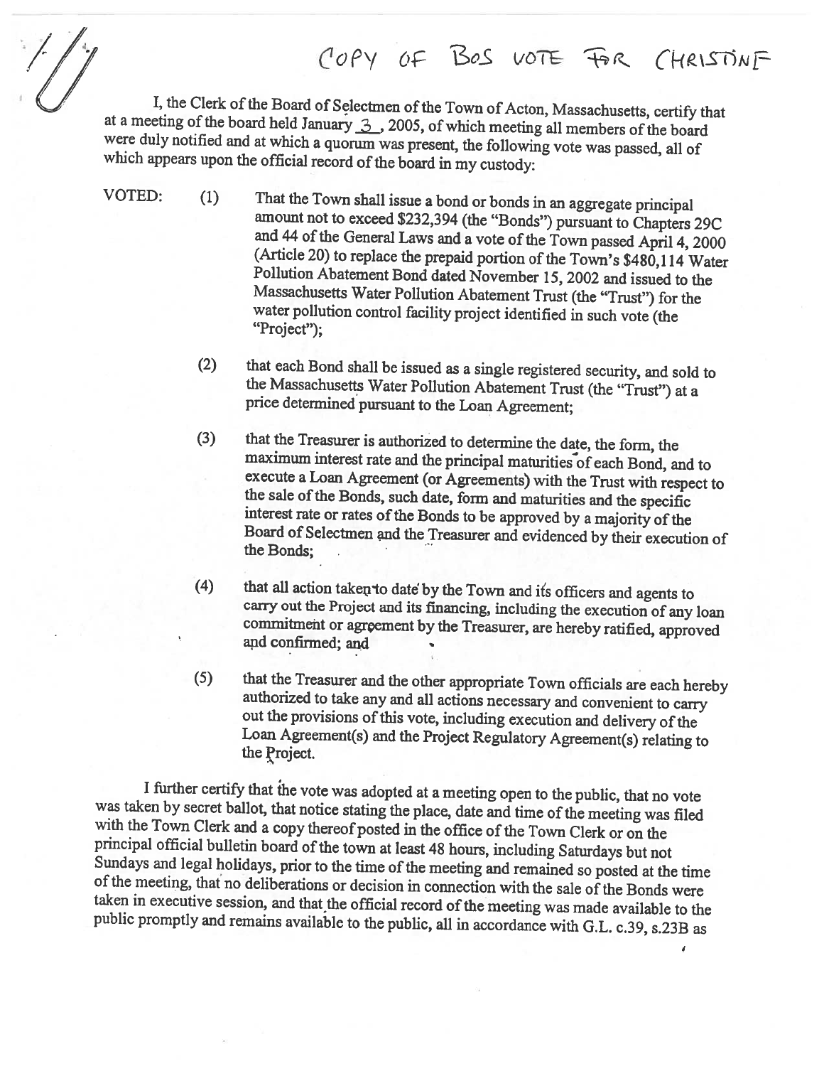COPY OF BOS VOTE FOR CHRISTINE

I, the Clerk of the Board of Selectmen of the Town of Acton, Massachusetts, certify that at a meeting of the board held January 3, 2005, of which meeting all members of the board were duly notified and at which a quorum was present, the following vote was passed, all of which appears upon the official record of the board in my custody:

VOTED:

(1) That the Town shall issue a bond or bonds in an aggregate principal amount not to exceed $232,394 (the "Bonds") pursuant to Chapters 29C and 44 of the General Laws and a vote of the Town passed April 4, 2000 (Article 20) to replace the prepaid portion of the Town's $480,114 Water Pollution Abatement Bond dated November 15, 2002 and issued to the Massachusetts Water Pollution Abatement Trust (the "Trust") for the water pollution control facility project identified in such vote (the "Project");

(2) that each Bond shall be issued as a single registered security, and sold to the Massachusetts Water Pollution Abatement Trust (the "Trust") at a price determined pursuant to the Loan Agreement;

(3) that the Treasurer is authorized to determine the date, the form, the maximum interest rate and the principal maturities of each Bond, and to execute a Loan Agreement (or Agreements) with the Trust with respect to the sale of the Bonds, such date, form and maturities and the specific interest rate or rates of the Bonds to be approved by a majority of the Board of Selectmen and the Treasurer and evidenced by their execution of the Bonds;

(4) that all action taken to date by the Town and its officers and agents to carry out the Project and its financing, including the execution of any loan commitment or agreement by the Treasurer, are hereby ratified, approved and confirmed; and

(5) that the Treasurer and the other appropriate Town officials are each hereby authorized to take any and all actions necessary and convenient to carry out the provisions of this vote, including execution and delivery of the Loan Agreement(s) and the Project Regulatory Agreement(s) relating to the Project.

I further certify that the vote was adopted at a meeting open to the public, that no vote was taken by secret ballot, that notice stating the place, date and time of the meeting was filed with the Town Clerk and a copy thereof posted in the office of the Town Clerk or on the principal official bulletin board of the town at least 48 hours, including Saturdays but not Sundays and legal holidays, prior to the time of the meeting and remained so posted at the time of the meeting, that no deliberations or decision in connection with the sale of the Bonds were taken in executive session, and that the official record of the meeting was made available to the public promptly and remains available to the public, all in accordance with G.L. c.39, s.23B as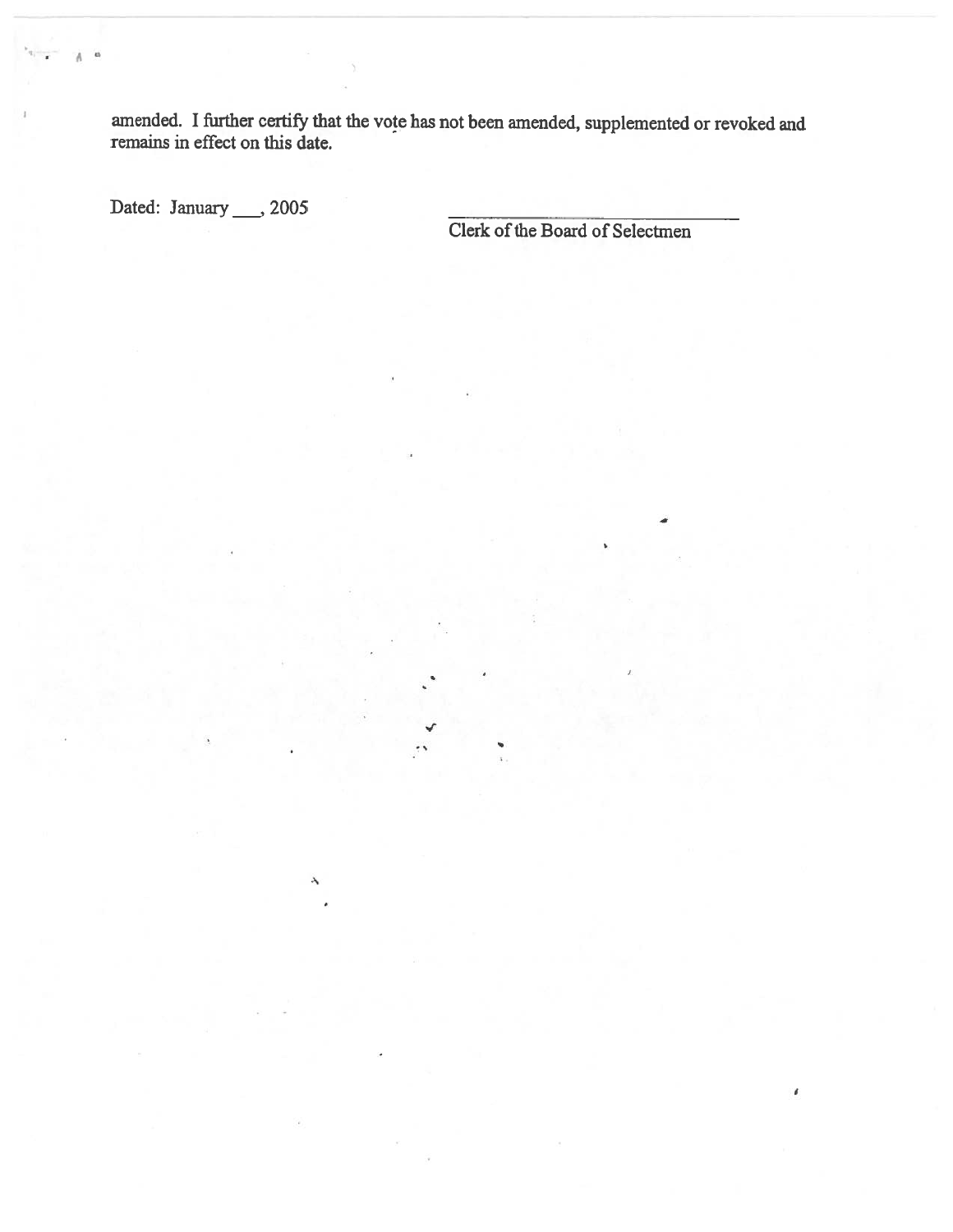amended. I further certify that the vote has not been amended, supplemented or revoked and remains in effect on this date.

Dated: January ___, 2005

_____________________________
Clerk of the Board of Selectmen